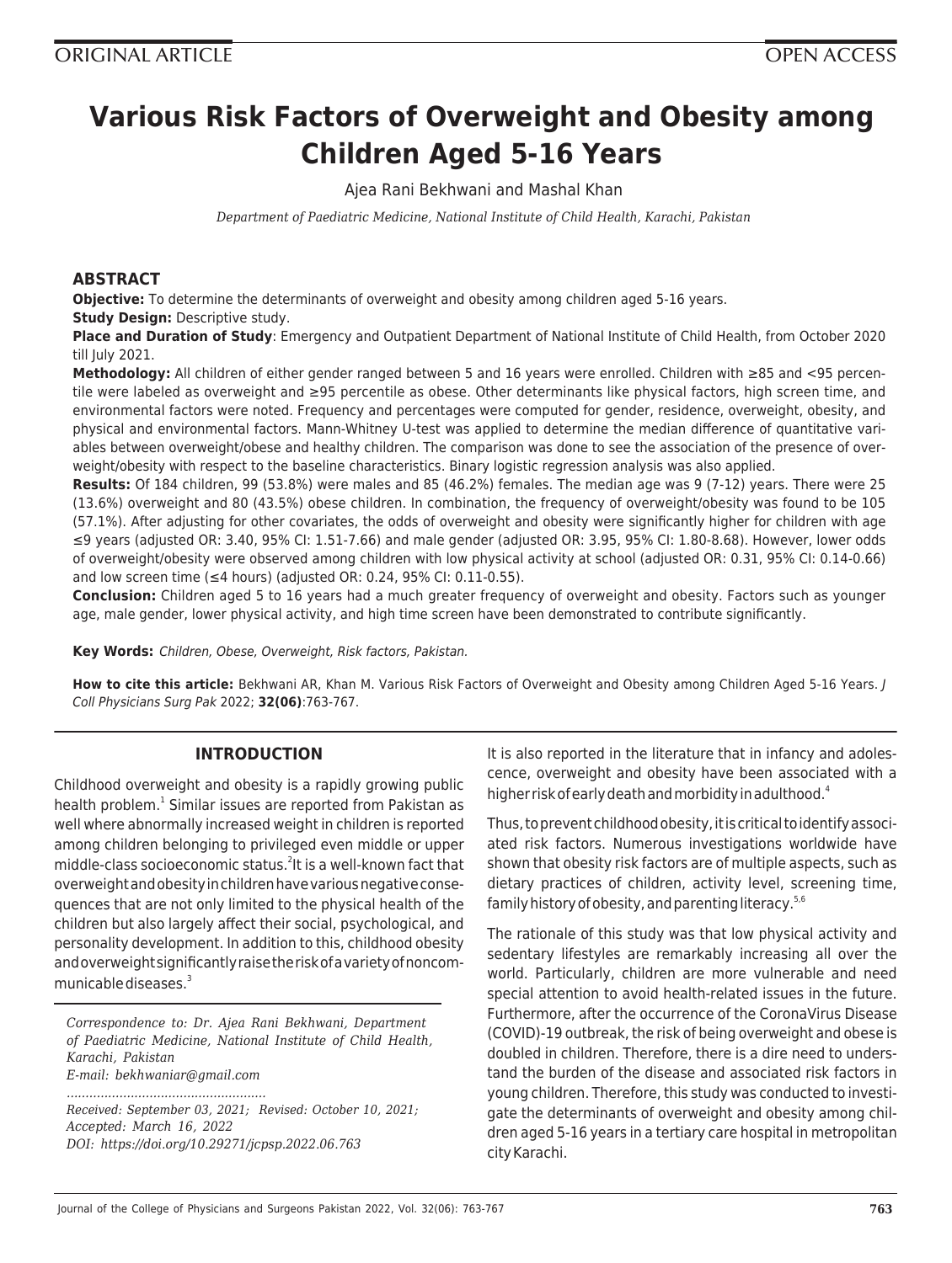ORIGINAL ARTICLE

OPEN ACCESS

# Various Risk Factors of Overweight and Obesity among Children Aged 5-16 Years

Ajea Rani Bekhwani and Mashal Khan

*Department of Paediatric Medicine, National Institute of Child Health, Karachi, Pakistan*

## ABSTRACT

**Objective:** To determine the determinants of overweight and obesity among children aged 5-16 years.

**Study Design:** Descriptive study.

**Place and Duration of Study**: Emergency and Outpatient Department of National Institute of Child Health, from October 2020 till July 2021.

**Methodology:** All children of either gender ranged between 5 and 16 years were enrolled. Children with ≥85 and <95 percentile were labeled as overweight and ≥95 percentile as obese. Other determinants like physical factors, high screen time, and environmental factors were noted. Frequency and percentages were computed for gender, residence, overweight, obesity, and physical and environmental factors. Mann-Whitney U-test was applied to determine the median difference of quantitative variables between overweight/obese and healthy children. The comparison was done to see the association of the presence of overweight/obesity with respect to the baseline characteristics. Binary logistic regression analysis was also applied.

**Results:** Of 184 children, 99 (53.8%) were males and 85 (46.2%) females. The median age was 9 (7-12) years. There were 25 (13.6%) overweight and 80 (43.5%) obese children. In combination, the frequency of overweight/obesity was found to be 105 (57.1%). After adjusting for other covariates, the odds of overweight and obesity were significantly higher for children with age ≤9 years (adjusted OR: 3.40, 95% CI: 1.51-7.66) and male gender (adjusted OR: 3.95, 95% CI: 1.80-8.68). However, lower odds of overweight/obesity were observed among children with low physical activity at school (adjusted OR: 0.31, 95% CI: 0.14-0.66) and low screen time (≤4 hours) (adjusted OR: 0.24, 95% CI: 0.11-0.55).

**Conclusion:** Children aged 5 to 16 years had a much greater frequency of overweight and obesity. Factors such as younger age, male gender, lower physical activity, and high time screen have been demonstrated to contribute significantly.

**Key Words:** *Children, Obese, Overweight, Risk factors, Pakistan.*

**How to cite this article:** Bekhwani AR, Khan M. Various Risk Factors of Overweight and Obesity among Children Aged 5-16 Years. *J Coll Physicians Surg Pak* 2022; **32(06)**:763-767.

## INTRODUCTION

Childhood overweight and obesity is a rapidly growing public health problem.[1] Similar issues are reported from Pakistan as well where abnormally increased weight in children is reported among children belonging to privileged even middle or upper middle-class socioeconomic status.[2] It is a well-known fact that overweight and obesity in children have various negative consequences that are not only limited to the physical health of the children but also largely affect their social, psychological, and personality development. In addition to this, childhood obesity and overweight significantly raise the risk of a variety of noncommunicable diseases.[3]

*Correspondence to: Dr. Ajea Rani Bekhwani, Department of Paediatric Medicine, National Institute of Child Health, Karachi, Pakistan*
*E-mail: bekhwaniar@gmail.com*

*Received: September 03, 2021; Revised: October 10, 2021; Accepted: March 16, 2022*
*DOI: https://doi.org/10.29271/jcpsp.2022.06.763*

It is also reported in the literature that in infancy and adolescence, overweight and obesity have been associated with a higher risk of early death and morbidity in adulthood.[4]

Thus, to prevent childhood obesity, it is critical to identify associated risk factors. Numerous investigations worldwide have shown that obesity risk factors are of multiple aspects, such as dietary practices of children, activity level, screening time, family history of obesity, and parenting literacy.[5,6]

The rationale of this study was that low physical activity and sedentary lifestyles are remarkably increasing all over the world. Particularly, children are more vulnerable and need special attention to avoid health-related issues in the future. Furthermore, after the occurrence of the CoronaVirus Disease (COVID)-19 outbreak, the risk of being overweight and obese is doubled in children. Therefore, there is a dire need to understand the burden of the disease and associated risk factors in young children. Therefore, this study was conducted to investigate the determinants of overweight and obesity among children aged 5-16 years in a tertiary care hospital in metropolitan city Karachi.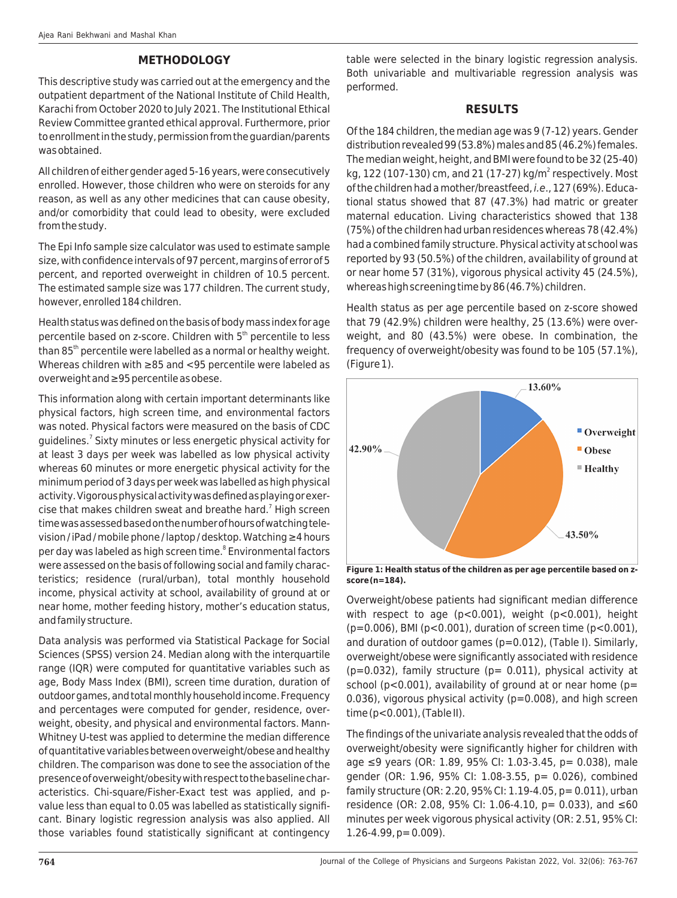## METHODOLOGY

This descriptive study was carried out at the emergency and the outpatient department of the National Institute of Child Health, Karachi from October 2020 to July 2021. The Institutional Ethical Review Committee granted ethical approval. Furthermore, prior to enrollment in the study, permission from the guardian/parents was obtained.

All children of either gender aged 5-16 years, were consecutively enrolled. However, those children who were on steroids for any reason, as well as any other medicines that can cause obesity, and/or comorbidity that could lead to obesity, were excluded from the study.

The Epi Info sample size calculator was used to estimate sample size, with confidence intervals of 97 percent, margins of error of 5 percent, and reported overweight in children of 10.5 percent. The estimated sample size was 177 children. The current study, however, enrolled 184 children.

Health status was defined on the basis of body mass index for age percentile based on z-score. Children with 5th percentile to less than 85th percentile were labelled as a normal or healthy weight. Whereas children with ≥85 and <95 percentile were labeled as overweight and ≥95 percentile as obese.

This information along with certain important determinants like physical factors, high screen time, and environmental factors was noted. Physical factors were measured on the basis of CDC guidelines.[7] Sixty minutes or less energetic physical activity for at least 3 days per week was labelled as low physical activity whereas 60 minutes or more energetic physical activity for the minimum period of 3 days per week was labelled as high physical activity. Vigorous physical activity was defined as playing or exercise that makes children sweat and breathe hard.[7] High screen time was assessed based on the number of hours of watching television / iPad / mobile phone / laptop / desktop. Watching ≥4 hours per day was labeled as high screen time.[8] Environmental factors were assessed on the basis of following social and family characteristics; residence (rural/urban), total monthly household income, physical activity at school, availability of ground at or near home, mother feeding history, mother's education status, and family structure.

Data analysis was performed via Statistical Package for Social Sciences (SPSS) version 24. Median along with the interquartile range (IQR) were computed for quantitative variables such as age, Body Mass Index (BMI), screen time duration, duration of outdoor games, and total monthly household income. Frequency and percentages were computed for gender, residence, overweight, obesity, and physical and environmental factors. Mann-Whitney U-test was applied to determine the median difference of quantitative variables between overweight/obese and healthy children. The comparison was done to see the association of the presence of overweight/obesity with respect to the baseline characteristics. Chi-square/Fisher-Exact test was applied, and p-value less than equal to 0.05 was labelled as statistically significant. Binary logistic regression analysis was also applied. All those variables found statistically significant at contingency table were selected in the binary logistic regression analysis. Both univariable and multivariable regression analysis was performed.

## RESULTS

Of the 184 children, the median age was 9 (7-12) years. Gender distribution revealed 99 (53.8%) males and 85 (46.2%) females. The median weight, height, and BMI were found to be 32 (25-40) kg, 122 (107-130) cm, and 21 (17-27) kg/m$^2$ respectively. Most of the children had a mother/breastfeed, *i.e.*, 127 (69%). Educational status showed that 87 (47.3%) had matric or greater maternal education. Living characteristics showed that 138 (75%) of the children had urban residences whereas 78 (42.4%) had a combined family structure. Physical activity at school was reported by 93 (50.5%) of the children, availability of ground at or near home 57 (31%), vigorous physical activity 45 (24.5%), whereas high screening time by 86 (46.7%) children.

Health status as per age percentile based on z-score showed that 79 (42.9%) children were healthy, 25 (13.6%) were overweight, and 80 (43.5%) were obese. In combination, the frequency of overweight/obesity was found to be 105 (57.1%), (Figure 1).

**Figure 1: Health status of the children as per age percentile based on z-score (n=184).**

Overweight/obese patients had significant median difference with respect to age (p<0.001), weight (p<0.001), height (p=0.006), BMI (p<0.001), duration of screen time (p<0.001), and duration of outdoor games (p=0.012), (Table I). Similarly, overweight/obese were significantly associated with residence (p=0.032), family structure (p= 0.011), physical activity at school (p<0.001), availability of ground at or near home (p= 0.036), vigorous physical activity (p=0.008), and high screen time (p<0.001), (Table II).

The findings of the univariate analysis revealed that the odds of overweight/obesity were significantly higher for children with age ≤9 years (OR: 1.89, 95% CI: 1.03-3.45, p= 0.038), male gender (OR: 1.96, 95% CI: 1.08-3.55, p= 0.026), combined family structure (OR: 2.20, 95% CI: 1.19-4.05, p= 0.011), urban residence (OR: 2.08, 95% CI: 1.06-4.10, p= 0.033), and ≤60 minutes per week vigorous physical activity (OR: 2.51, 95% CI: 1.26-4.99, p= 0.009).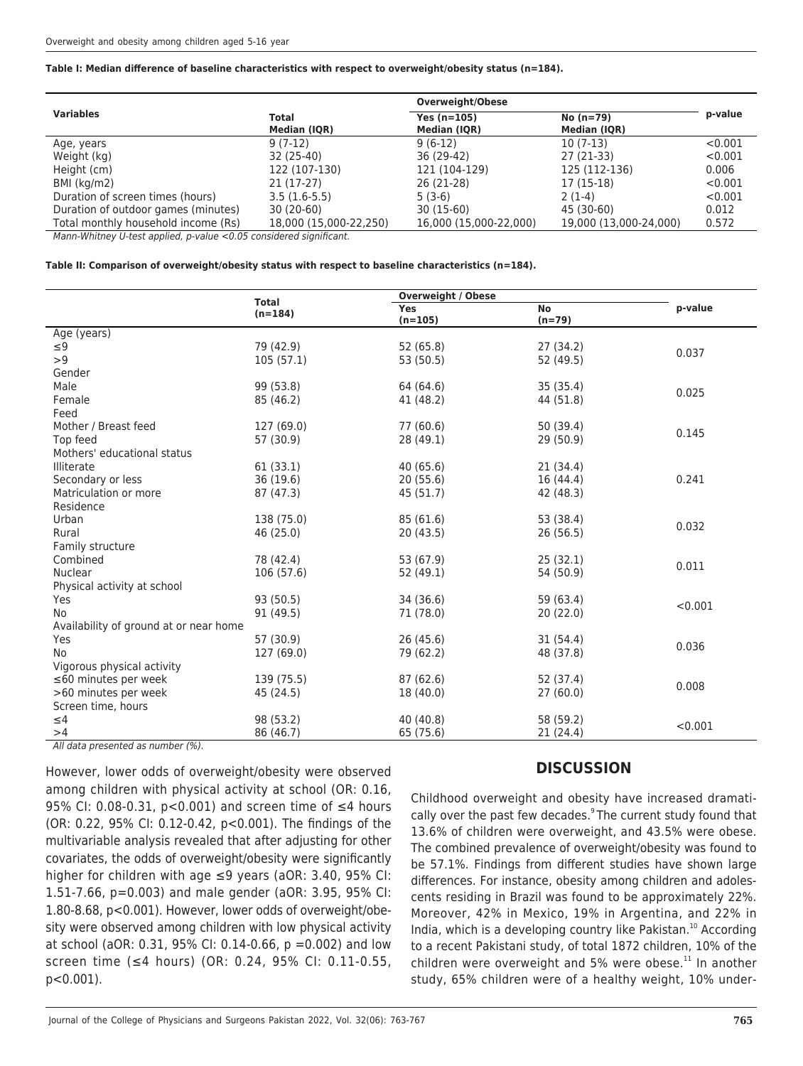**Table I: Median difference of baseline characteristics with respect to overweight/obesity status (n=184).**

| Variables | Total | Overweight/Obese | | p-value |
|---|---|---|---|---|
| | Median (IQR) | Yes (n=105) Median (IQR) | No (n=79) Median (IQR) | |
| Age, years | 9 (7-12) | 9 (6-12) | 10 (7-13) | <0.001 |
| Weight (kg) | 32 (25-40) | 36 (29-42) | 27 (21-33) | <0.001 |
| Height (cm) | 122 (107-130) | 121 (104-129) | 125 (112-136) | 0.006 |
| BMI (kg/m2) | 21 (17-27) | 26 (21-28) | 17 (15-18) | <0.001 |
| Duration of screen times (hours) | 3.5 (1.6-5.5) | 5 (3-6) | 2 (1-4) | <0.001 |
| Duration of outdoor games (minutes) | 30 (20-60) | 30 (15-60) | 45 (30-60) | 0.012 |
| Total monthly household income (Rs) | 18,000 (15,000-22,250) | 16,000 (15,000-22,000) | 19,000 (13,000-24,000) | 0.572 |

*Mann-Whitney U-test applied, p-value <0.05 considered significant.*

**Table II: Comparison of overweight/obesity status with respect to baseline characteristics (n=184).**

| | Total (n=184) | Overweight / Obese | | p-value |
|---|---|---|---|---|
| | | Yes (n=105) | No (n=79) | |
| Age (years) | | | | |
| ≤9 | 79 (42.9) | 52 (65.8) | 27 (34.2) | 0.037 |
| >9 | 105 (57.1) | 53 (50.5) | 52 (49.5) | |
| Gender | | | | |
| Male | 99 (53.8) | 64 (64.6) | 35 (35.4) | 0.025 |
| Female | 85 (46.2) | 41 (48.2) | 44 (51.8) | |
| Feed | | | | |
| Mother / Breast feed | 127 (69.0) | 77 (60.6) | 50 (39.4) | 0.145 |
| Top feed | 57 (30.9) | 28 (49.1) | 29 (50.9) | |
| Mothers' educational status | | | | |
| Illiterate | 61 (33.1) | 40 (65.6) | 21 (34.4) | |
| Secondary or less | 36 (19.6) | 20 (55.6) | 16 (44.4) | 0.241 |
| Matriculation or more | 87 (47.3) | 45 (51.7) | 42 (48.3) | |
| Residence | | | | |
| Urban | 138 (75.0) | 85 (61.6) | 53 (38.4) | 0.032 |
| Rural | 46 (25.0) | 20 (43.5) | 26 (56.5) | |
| Family structure | | | | |
| Combined | 78 (42.4) | 53 (67.9) | 25 (32.1) | 0.011 |
| Nuclear | 106 (57.6) | 52 (49.1) | 54 (50.9) | |
| Physical activity at school | | | | |
| Yes | 93 (50.5) | 34 (36.6) | 59 (63.4) | <0.001 |
| No | 91 (49.5) | 71 (78.0) | 20 (22.0) | |
| Availability of ground at or near home | | | | |
| Yes | 57 (30.9) | 26 (45.6) | 31 (54.4) | 0.036 |
| No | 127 (69.0) | 79 (62.2) | 48 (37.8) | |
| Vigorous physical activity | | | | |
| ≤60 minutes per week | 139 (75.5) | 87 (62.6) | 52 (37.4) | 0.008 |
| >60 minutes per week | 45 (24.5) | 18 (40.0) | 27 (60.0) | |
| Screen time, hours | | | | |
| ≤4 | 98 (53.2) | 40 (40.8) | 58 (59.2) | <0.001 |
| >4 | 86 (46.7) | 65 (75.6) | 21 (24.4) | |

*All data presented as number (%).*

However, lower odds of overweight/obesity were observed among children with physical activity at school (OR: 0.16, 95% CI: 0.08-0.31, p<0.001) and screen time of ≤4 hours (OR: 0.22, 95% CI: 0.12-0.42, p<0.001). The findings of the multivariable analysis revealed that after adjusting for other covariates, the odds of overweight/obesity were significantly higher for children with age ≤9 years (aOR: 3.40, 95% CI: 1.51-7.66, p=0.003) and male gender (aOR: 3.95, 95% CI: 1.80-8.68, p<0.001). However, lower odds of overweight/obesity were observed among children with low physical activity at school (aOR: 0.31, 95% CI: 0.14-0.66, p =0.002) and low screen time (≤4 hours) (OR: 0.24, 95% CI: 0.11-0.55, p<0.001).

## DISCUSSION

Childhood overweight and obesity have increased dramatically over the past few decades.[9] The current study found that 13.6% of children were overweight, and 43.5% were obese. The combined prevalence of overweight/obesity was found to be 57.1%. Findings from different studies have shown large differences. For instance, obesity among children and adolescents residing in Brazil was found to be approximately 22%. Moreover, 42% in Mexico, 19% in Argentina, and 22% in India, which is a developing country like Pakistan.[10] According to a recent Pakistani study, of total 1872 children, 10% of the children were overweight and 5% were obese.[11] In another study, 65% children were of a healthy weight, 10% under-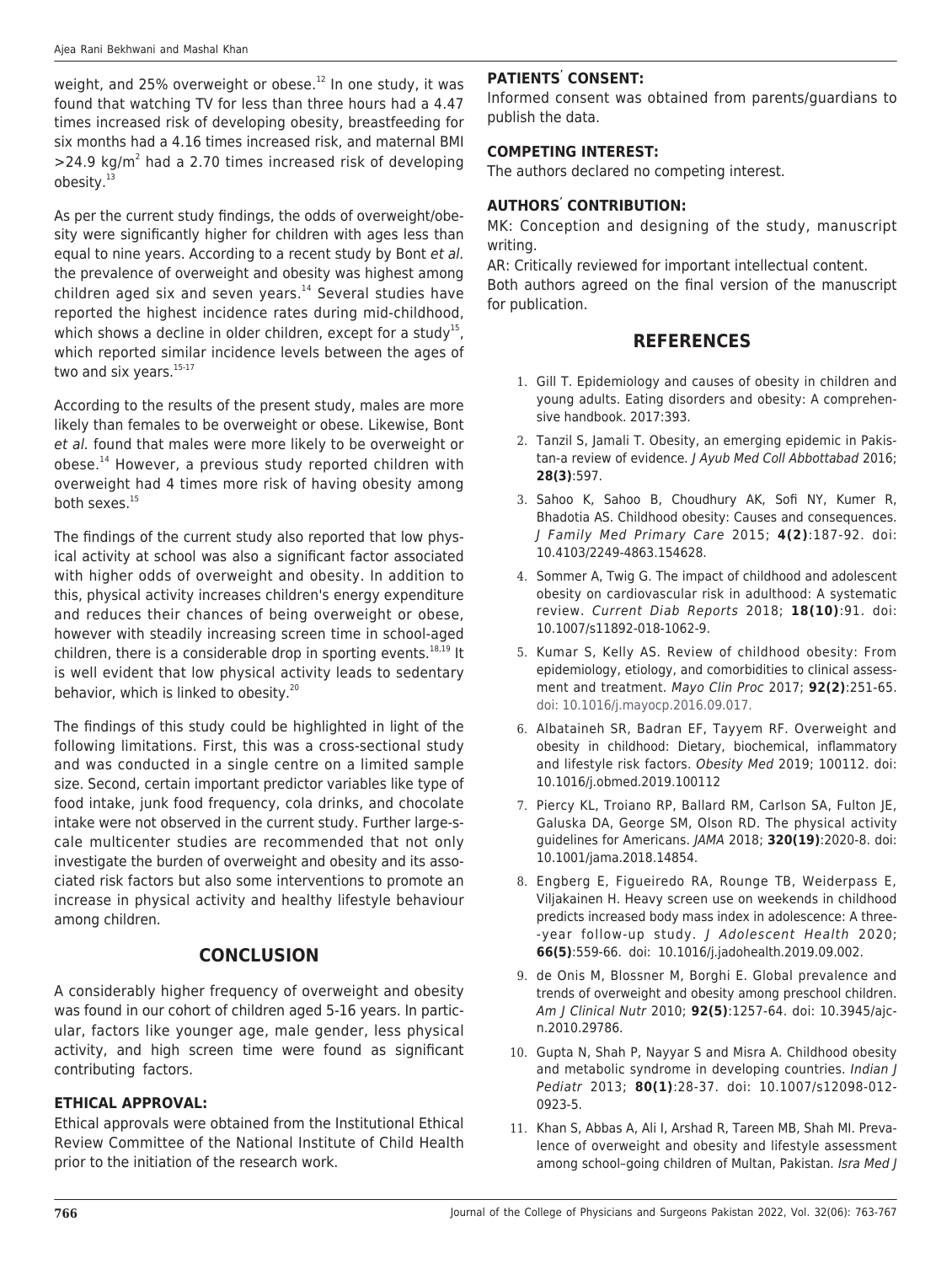weight, and 25% overweight or obese.[12] In one study, it was found that watching TV for less than three hours had a 4.47 times increased risk of developing obesity, breastfeeding for six months had a 4.16 times increased risk, and maternal BMI $>24.9$ kg/m$^2$ had a 2.70 times increased risk of developing obesity.[13]

As per the current study findings, the odds of overweight/obesity were significantly higher for children with ages less than equal to nine years. According to a recent study by Bont *et al.* the prevalence of overweight and obesity was highest among children aged six and seven years.[14] Several studies have reported the highest incidence rates during mid-childhood, which shows a decline in older children, except for a study[15], which reported similar incidence levels between the ages of two and six years.[15-17]

According to the results of the present study, males are more likely than females to be overweight or obese. Likewise, Bont *et al.* found that males were more likely to be overweight or obese.[14] However, a previous study reported children with overweight had 4 times more risk of having obesity among both sexes.[15]

The findings of the current study also reported that low physical activity at school was also a significant factor associated with higher odds of overweight and obesity. In addition to this, physical activity increases children's energy expenditure and reduces their chances of being overweight or obese, however with steadily increasing screen time in school-aged children, there is a considerable drop in sporting events.[18,19] It is well evident that low physical activity leads to sedentary behavior, which is linked to obesity.[20]

The findings of this study could be highlighted in light of the following limitations. First, this was a cross-sectional study and was conducted in a single centre on a limited sample size. Second, certain important predictor variables like type of food intake, junk food frequency, cola drinks, and chocolate intake were not observed in the current study. Further large-scale multicenter studies are recommended that not only investigate the burden of overweight and obesity and its associated risk factors but also some interventions to promote an increase in physical activity and healthy lifestyle behaviour among children.

## CONCLUSION

A considerably higher frequency of overweight and obesity was found in our cohort of children aged 5-16 years. In particular, factors like younger age, male gender, less physical activity, and high screen time were found as significant contributing factors.

**ETHICAL APPROVAL:**

Ethical approvals were obtained from the Institutional Ethical Review Committee of the National Institute of Child Health prior to the initiation of the research work.

**PATIENTS' CONSENT:**

Informed consent was obtained from parents/guardians to publish the data.

**COMPETING INTEREST:**

The authors declared no competing interest.

**AUTHORS' CONTRIBUTION:**

MK: Conception and designing of the study, manuscript writing.

AR: Critically reviewed for important intellectual content.

Both authors agreed on the final version of the manuscript for publication.

## REFERENCES

1. Gill T. Epidemiology and causes of obesity in children and young adults. Eating disorders and obesity: A comprehensive handbook. 2017:393.
2. Tanzil S, Jamali T. Obesity, an emerging epidemic in Pakistan-a review of evidence. *J Ayub Med Coll Abbottabad* 2016; **28(3)**:597.
3. Sahoo K, Sahoo B, Choudhury AK, Sofi NY, Kumer R, Bhadotia AS. Childhood obesity: Causes and consequences. *J Family Med Primary Care* 2015; **4(2)**:187-92. doi: 10.4103/2249-4863.154628.
4. Sommer A, Twig G. The impact of childhood and adolescent obesity on cardiovascular risk in adulthood: A systematic review. *Current Diab Reports* 2018; **18(10)**:91. doi: 10.1007/s11892-018-1062-9.
5. Kumar S, Kelly AS. Review of childhood obesity: From epidemiology, etiology, and comorbidities to clinical assessment and treatment. *Mayo Clin Proc* 2017; **92(2)**:251-65. doi: 10.1016/j.mayocp.2016.09.017.
6. Albataineh SR, Badran EF, Tayyem RF. Overweight and obesity in childhood: Dietary, biochemical, inflammatory and lifestyle risk factors. *Obesity Med* 2019; 100112. doi: 10.1016/j.obmed.2019.100112
7. Piercy KL, Troiano RP, Ballard RM, Carlson SA, Fulton JE, Galuska DA, George SM, Olson RD. The physical activity guidelines for Americans. *JAMA* 2018; **320(19)**:2020-8. doi: 10.1001/jama.2018.14854.
8. Engberg E, Figueiredo RA, Rounge TB, Weiderpass E, Viljakainen H. Heavy screen use on weekends in childhood predicts increased body mass index in adolescence: A three--year follow-up study. *J Adolescent Health* 2020; **66(5)**:559-66. doi: 10.1016/j.jadohealth.2019.09.002.
9. de Onis M, Blossner M, Borghi E. Global prevalence and trends of overweight and obesity among preschool children. *Am J Clinical Nutr* 2010; **92(5)**:1257-64. doi: 10.3945/ajcn.2010.29786.
10. Gupta N, Shah P, Nayyar S and Misra A. Childhood obesity and metabolic syndrome in developing countries. *Indian J Pediatr* 2013; **80(1)**:28-37. doi: 10.1007/s12098-012-0923-5.
11. Khan S, Abbas A, Ali I, Arshad R, Tareen MB, Shah MI. Prevalence of overweight and obesity and lifestyle assessment among school–going children of Multan, Pakistan. *Isra Med J*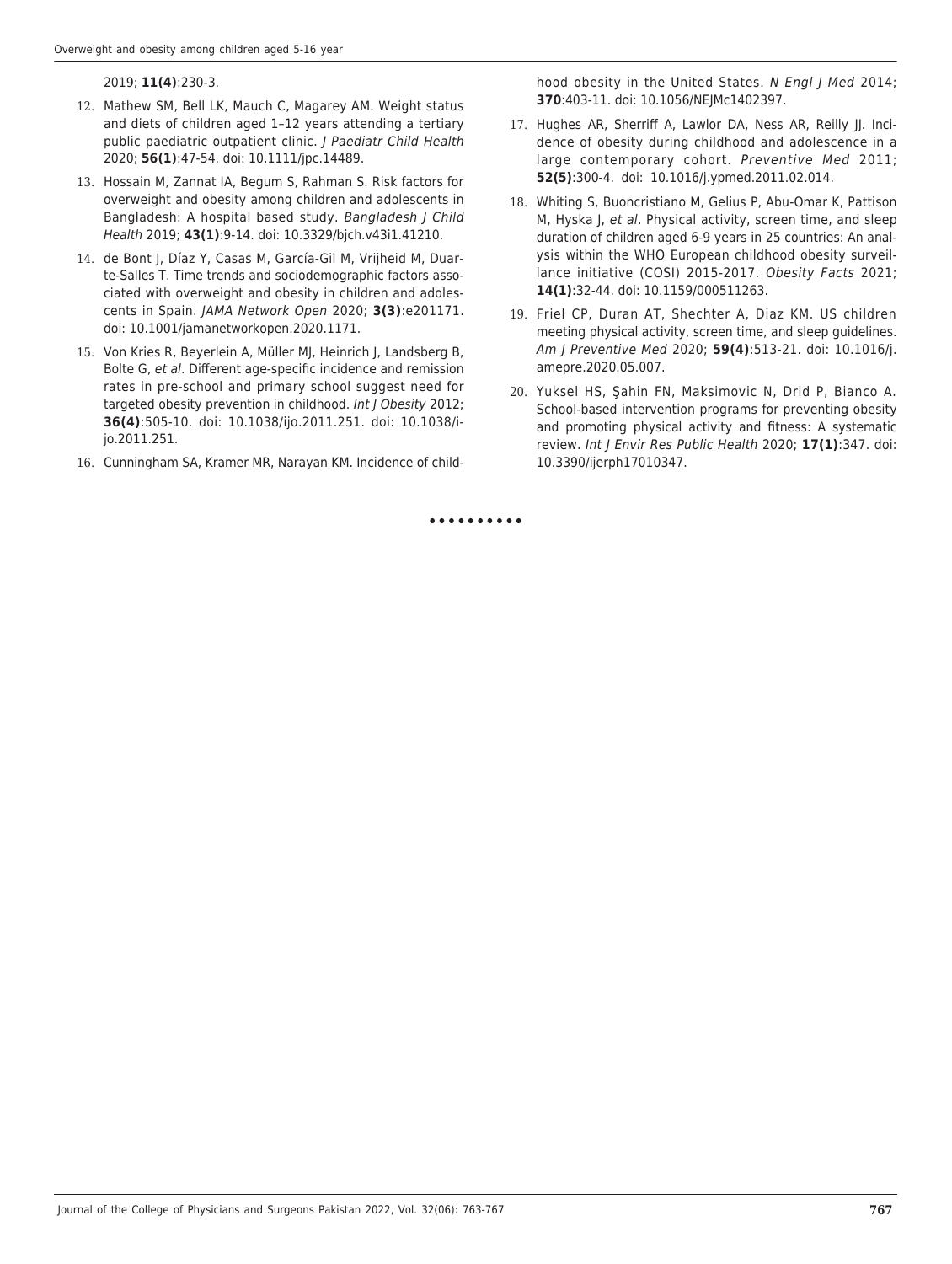2019; **11(4)**:230-3.

12. Mathew SM, Bell LK, Mauch C, Magarey AM. Weight status and diets of children aged 1–12 years attending a tertiary public paediatric outpatient clinic. *J Paediatr Child Health* 2020; **56(1)**:47-54. doi: 10.1111/jpc.14489.
13. Hossain M, Zannat IA, Begum S, Rahman S. Risk factors for overweight and obesity among children and adolescents in Bangladesh: A hospital based study. *Bangladesh J Child Health* 2019; **43(1)**:9-14. doi: 10.3329/bjch.v43i1.41210.
14. de Bont J, Díaz Y, Casas M, García-Gil M, Vrijheid M, Duarte-Salles T. Time trends and sociodemographic factors associated with overweight and obesity in children and adolescents in Spain. *JAMA Network Open* 2020; **3(3)**:e201171. doi: 10.1001/jamanetworkopen.2020.1171.
15. Von Kries R, Beyerlein A, Müller MJ, Heinrich J, Landsberg B, Bolte G, *et al*. Different age-specific incidence and remission rates in pre-school and primary school suggest need for targeted obesity prevention in childhood. *Int J Obesity* 2012; **36(4)**:505-10. doi: 10.1038/ijo.2011.251. doi: 10.1038/ijo.2011.251.
16. Cunningham SA, Kramer MR, Narayan KM. Incidence of childhood obesity in the United States. *N Engl J Med* 2014; **370**:403-11. doi: 10.1056/NEJMc1402397.
17. Hughes AR, Sherriff A, Lawlor DA, Ness AR, Reilly JJ. Incidence of obesity during childhood and adolescence in a large contemporary cohort. *Preventive Med* 2011; **52(5)**:300-4. doi: 10.1016/j.ypmed.2011.02.014.
18. Whiting S, Buoncristiano M, Gelius P, Abu-Omar K, Pattison M, Hyska J, *et al*. Physical activity, screen time, and sleep duration of children aged 6-9 years in 25 countries: An analysis within the WHO European childhood obesity surveillance initiative (COSI) 2015-2017. *Obesity Facts* 2021; **14(1)**:32-44. doi: 10.1159/000511263.
19. Friel CP, Duran AT, Shechter A, Diaz KM. US children meeting physical activity, screen time, and sleep guidelines. *Am J Preventive Med* 2020; **59(4)**:513-21. doi: 10.1016/j.amepre.2020.05.007.
20. Yuksel HS, Şahin FN, Maksimovic N, Drid P, Bianco A. School-based intervention programs for preventing obesity and promoting physical activity and fitness: A systematic review. *Int J Envir Res Public Health* 2020; **17(1)**:347. doi: 10.3390/ijerph17010347.

• • • • • • • • • •